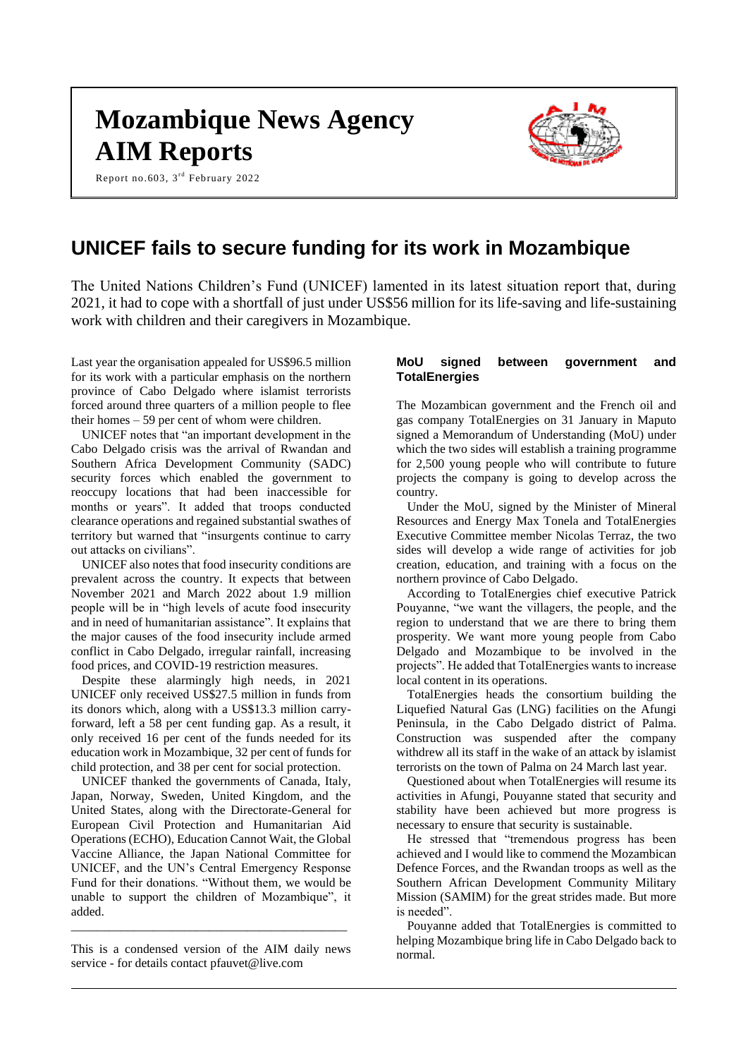# Mozambique News Agency
# AIM Reports

Report no.603, 3rd February 2022

## UNICEF fails to secure funding for its work in Mozambique

The United Nations Children's Fund (UNICEF) lamented in its latest situation report that, during 2021, it had to cope with a shortfall of just under US$56 million for its life-saving and life-sustaining work with children and their caregivers in Mozambique.

Last year the organisation appealed for US$96.5 million for its work with a particular emphasis on the northern province of Cabo Delgado where islamist terrorists forced around three quarters of a million people to flee their homes – 59 per cent of whom were children.

UNICEF notes that "an important development in the Cabo Delgado crisis was the arrival of Rwandan and Southern Africa Development Community (SADC) security forces which enabled the government to reoccupy locations that had been inaccessible for months or years". It added that troops conducted clearance operations and regained substantial swathes of territory but warned that "insurgents continue to carry out attacks on civilians".

UNICEF also notes that food insecurity conditions are prevalent across the country. It expects that between November 2021 and March 2022 about 1.9 million people will be in "high levels of acute food insecurity and in need of humanitarian assistance". It explains that the major causes of the food insecurity include armed conflict in Cabo Delgado, irregular rainfall, increasing food prices, and COVID-19 restriction measures.

Despite these alarmingly high needs, in 2021 UNICEF only received US$27.5 million in funds from its donors which, along with a US$13.3 million carry-forward, left a 58 per cent funding gap. As a result, it only received 16 per cent of the funds needed for its education work in Mozambique, 32 per cent of funds for child protection, and 38 per cent for social protection.

UNICEF thanked the governments of Canada, Italy, Japan, Norway, Sweden, United Kingdom, and the United States, along with the Directorate-General for European Civil Protection and Humanitarian Aid Operations (ECHO), Education Cannot Wait, the Global Vaccine Alliance, the Japan National Committee for UNICEF, and the UN's Central Emergency Response Fund for their donations. "Without them, we would be unable to support the children of Mozambique", it added.

---

This is a condensed version of the AIM daily news service - for details contact pfauvet@live.com

### MoU signed between government and TotalEnergies

The Mozambican government and the French oil and gas company TotalEnergies on 31 January in Maputo signed a Memorandum of Understanding (MoU) under which the two sides will establish a training programme for 2,500 young people who will contribute to future projects the company is going to develop across the country.

Under the MoU, signed by the Minister of Mineral Resources and Energy Max Tonela and TotalEnergies Executive Committee member Nicolas Terraz, the two sides will develop a wide range of activities for job creation, education, and training with a focus on the northern province of Cabo Delgado.

According to TotalEnergies chief executive Patrick Pouyanne, "we want the villagers, the people, and the region to understand that we are there to bring them prosperity. We want more young people from Cabo Delgado and Mozambique to be involved in the projects". He added that TotalEnergies wants to increase local content in its operations.

TotalEnergies heads the consortium building the Liquefied Natural Gas (LNG) facilities on the Afungi Peninsula, in the Cabo Delgado district of Palma. Construction was suspended after the company withdrew all its staff in the wake of an attack by islamist terrorists on the town of Palma on 24 March last year.

Questioned about when TotalEnergies will resume its activities in Afungi, Pouyanne stated that security and stability have been achieved but more progress is necessary to ensure that security is sustainable.

He stressed that "tremendous progress has been achieved and I would like to commend the Mozambican Defence Forces, and the Rwandan troops as well as the Southern African Development Community Military Mission (SAMIM) for the great strides made. But more is needed".

Pouyanne added that TotalEnergies is committed to helping Mozambique bring life in Cabo Delgado back to normal.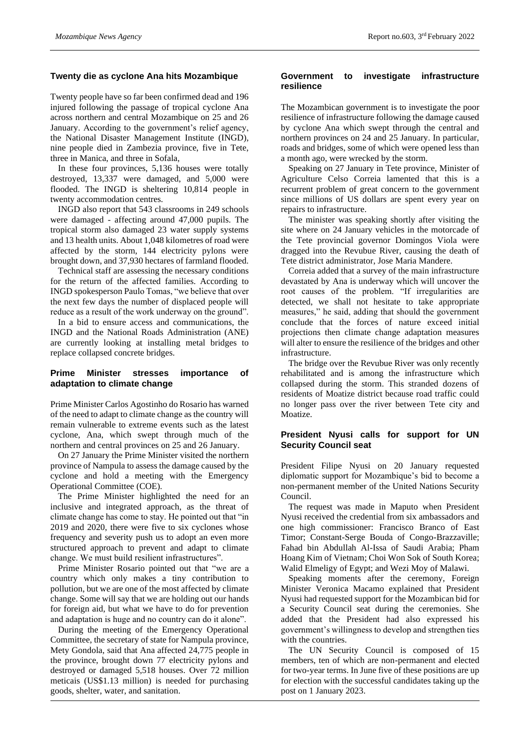## Twenty die as cyclone Ana hits Mozambique

Twenty people have so far been confirmed dead and 196 injured following the passage of tropical cyclone Ana across northern and central Mozambique on 25 and 26 January. According to the government's relief agency, the National Disaster Management Institute (INGD), nine people died in Zambezia province, five in Tete, three in Manica, and three in Sofala,

In these four provinces, 5,136 houses were totally destroyed, 13,337 were damaged, and 5,000 were flooded. The INGD is sheltering 10,814 people in twenty accommodation centres.

INGD also report that 543 classrooms in 249 schools were damaged - affecting around 47,000 pupils. The tropical storm also damaged 23 water supply systems and 13 health units. About 1,048 kilometres of road were affected by the storm, 144 electricity pylons were brought down, and 37,930 hectares of farmland flooded.

Technical staff are assessing the necessary conditions for the return of the affected families. According to INGD spokesperson Paulo Tomas, "we believe that over the next few days the number of displaced people will reduce as a result of the work underway on the ground".

In a bid to ensure access and communications, the INGD and the National Roads Administration (ANE) are currently looking at installing metal bridges to replace collapsed concrete bridges.

## Prime Minister stresses importance of adaptation to climate change

Prime Minister Carlos Agostinho do Rosario has warned of the need to adapt to climate change as the country will remain vulnerable to extreme events such as the latest cyclone, Ana, which swept through much of the northern and central provinces on 25 and 26 January.

On 27 January the Prime Minister visited the northern province of Nampula to assess the damage caused by the cyclone and hold a meeting with the Emergency Operational Committee (COE).

The Prime Minister highlighted the need for an inclusive and integrated approach, as the threat of climate change has come to stay. He pointed out that "in 2019 and 2020, there were five to six cyclones whose frequency and severity push us to adopt an even more structured approach to prevent and adapt to climate change. We must build resilient infrastructures".

Prime Minister Rosario pointed out that "we are a country which only makes a tiny contribution to pollution, but we are one of the most affected by climate change. Some will say that we are holding out our hands for foreign aid, but what we have to do for prevention and adaptation is huge and no country can do it alone".

During the meeting of the Emergency Operational Committee, the secretary of state for Nampula province, Mety Gondola, said that Ana affected 24,775 people in the province, brought down 77 electricity pylons and destroyed or damaged 5,518 houses. Over 72 million meticais (US$1.13 million) is needed for purchasing goods, shelter, water, and sanitation.

## Government to investigate infrastructure resilience

The Mozambican government is to investigate the poor resilience of infrastructure following the damage caused by cyclone Ana which swept through the central and northern provinces on 24 and 25 January. In particular, roads and bridges, some of which were opened less than a month ago, were wrecked by the storm.

Speaking on 27 January in Tete province, Minister of Agriculture Celso Correia lamented that this is a recurrent problem of great concern to the government since millions of US dollars are spent every year on repairs to infrastructure.

The minister was speaking shortly after visiting the site where on 24 January vehicles in the motorcade of the Tete provincial governor Domingos Viola were dragged into the Revubue River, causing the death of Tete district administrator, Jose Maria Mandere.

Correia added that a survey of the main infrastructure devastated by Ana is underway which will uncover the root causes of the problem. "If irregularities are detected, we shall not hesitate to take appropriate measures," he said, adding that should the government conclude that the forces of nature exceed initial projections then climate change adaptation measures will alter to ensure the resilience of the bridges and other infrastructure.

The bridge over the Revubue River was only recently rehabilitated and is among the infrastructure which collapsed during the storm. This stranded dozens of residents of Moatize district because road traffic could no longer pass over the river between Tete city and Moatize.

## President Nyusi calls for support for UN Security Council seat

President Filipe Nyusi on 20 January requested diplomatic support for Mozambique's bid to become a non-permanent member of the United Nations Security Council.

The request was made in Maputo when President Nyusi received the credential from six ambassadors and one high commissioner: Francisco Branco of East Timor; Constant-Serge Bouda of Congo-Brazzaville; Fahad bin Abdullah Al-Issa of Saudi Arabia; Pham Hoang Kim of Vietnam; Choi Won Sok of South Korea; Walid Elmeligy of Egypt; and Wezi Moy of Malawi.

Speaking moments after the ceremony, Foreign Minister Veronica Macamo explained that President Nyusi had requested support for the Mozambican bid for a Security Council seat during the ceremonies. She added that the President had also expressed his government's willingness to develop and strengthen ties with the countries.

The UN Security Council is composed of 15 members, ten of which are non-permanent and elected for two-year terms. In June five of these positions are up for election with the successful candidates taking up the post on 1 January 2023.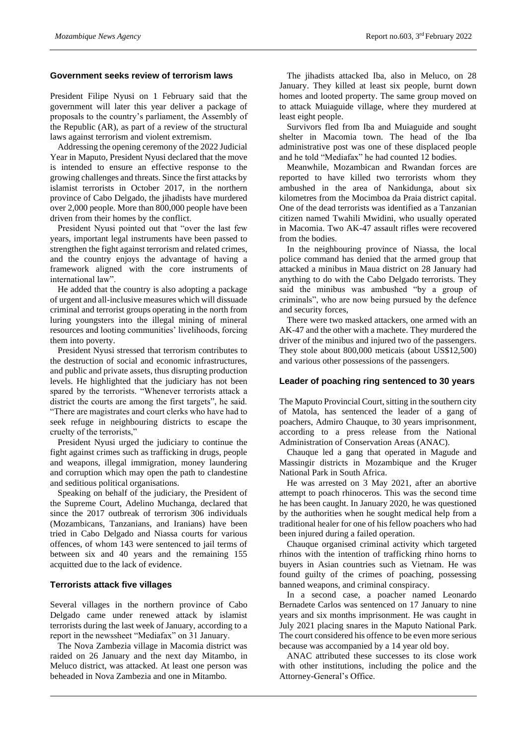## Government seeks review of terrorism laws

President Filipe Nyusi on 1 February said that the government will later this year deliver a package of proposals to the country's parliament, the Assembly of the Republic (AR), as part of a review of the structural laws against terrorism and violent extremism.

Addressing the opening ceremony of the 2022 Judicial Year in Maputo, President Nyusi declared that the move is intended to ensure an effective response to the growing challenges and threats. Since the first attacks by islamist terrorists in October 2017, in the northern province of Cabo Delgado, the jihadists have murdered over 2,000 people. More than 800,000 people have been driven from their homes by the conflict.

President Nyusi pointed out that "over the last few years, important legal instruments have been passed to strengthen the fight against terrorism and related crimes, and the country enjoys the advantage of having a framework aligned with the core instruments of international law".

He added that the country is also adopting a package of urgent and all-inclusive measures which will dissuade criminal and terrorist groups operating in the north from luring youngsters into the illegal mining of mineral resources and looting communities' livelihoods, forcing them into poverty.

President Nyusi stressed that terrorism contributes to the destruction of social and economic infrastructures, and public and private assets, thus disrupting production levels. He highlighted that the judiciary has not been spared by the terrorists. "Whenever terrorists attack a district the courts are among the first targets", he said. "There are magistrates and court clerks who have had to seek refuge in neighbouring districts to escape the cruelty of the terrorists,"

President Nyusi urged the judiciary to continue the fight against crimes such as trafficking in drugs, people and weapons, illegal immigration, money laundering and corruption which may open the path to clandestine and seditious political organisations.

Speaking on behalf of the judiciary, the President of the Supreme Court, Adelino Muchanga, declared that since the 2017 outbreak of terrorism 306 individuals (Mozambicans, Tanzanians, and Iranians) have been tried in Cabo Delgado and Niassa courts for various offences, of whom 143 were sentenced to jail terms of between six and 40 years and the remaining 155 acquitted due to the lack of evidence.

## Terrorists attack five villages

Several villages in the northern province of Cabo Delgado came under renewed attack by islamist terrorists during the last week of January, according to a report in the newssheet "Mediafax" on 31 January.

The Nova Zambezia village in Macomia district was raided on 26 January and the next day Mitambo, in Meluco district, was attacked. At least one person was beheaded in Nova Zambezia and one in Mitambo.

The jihadists attacked Iba, also in Meluco, on 28 January. They killed at least six people, burnt down homes and looted property. The same group moved on to attack Muiaguide village, where they murdered at least eight people.

Survivors fled from Iba and Muiaguide and sought shelter in Macomia town. The head of the Iba administrative post was one of these displaced people and he told "Mediafax" he had counted 12 bodies.

Meanwhile, Mozambican and Rwandan forces are reported to have killed two terrorists whom they ambushed in the area of Nankidunga, about six kilometres from the Mocimboa da Praia district capital. One of the dead terrorists was identified as a Tanzanian citizen named Twahili Mwidini, who usually operated in Macomia. Two AK-47 assault rifles were recovered from the bodies.

In the neighbouring province of Niassa, the local police command has denied that the armed group that attacked a minibus in Maua district on 28 January had anything to do with the Cabo Delgado terrorists. They said the minibus was ambushed "by a group of criminals", who are now being pursued by the defence and security forces,

There were two masked attackers, one armed with an AK-47 and the other with a machete. They murdered the driver of the minibus and injured two of the passengers. They stole about 800,000 meticais (about US$12,500) and various other possessions of the passengers.

## Leader of poaching ring sentenced to 30 years

The Maputo Provincial Court, sitting in the southern city of Matola, has sentenced the leader of a gang of poachers, Admiro Chauque, to 30 years imprisonment, according to a press release from the National Administration of Conservation Areas (ANAC).

Chauque led a gang that operated in Magude and Massingir districts in Mozambique and the Kruger National Park in South Africa.

He was arrested on 3 May 2021, after an abortive attempt to poach rhinoceros. This was the second time he has been caught. In January 2020, he was questioned by the authorities when he sought medical help from a traditional healer for one of his fellow poachers who had been injured during a failed operation.

Chauque organised criminal activity which targeted rhinos with the intention of trafficking rhino horns to buyers in Asian countries such as Vietnam. He was found guilty of the crimes of poaching, possessing banned weapons, and criminal conspiracy.

In a second case, a poacher named Leonardo Bernadete Carlos was sentenced on 17 January to nine years and six months imprisonment. He was caught in July 2021 placing snares in the Maputo National Park. The court considered his offence to be even more serious because was accompanied by a 14 year old boy.

ANAC attributed these successes to its close work with other institutions, including the police and the Attorney-General's Office.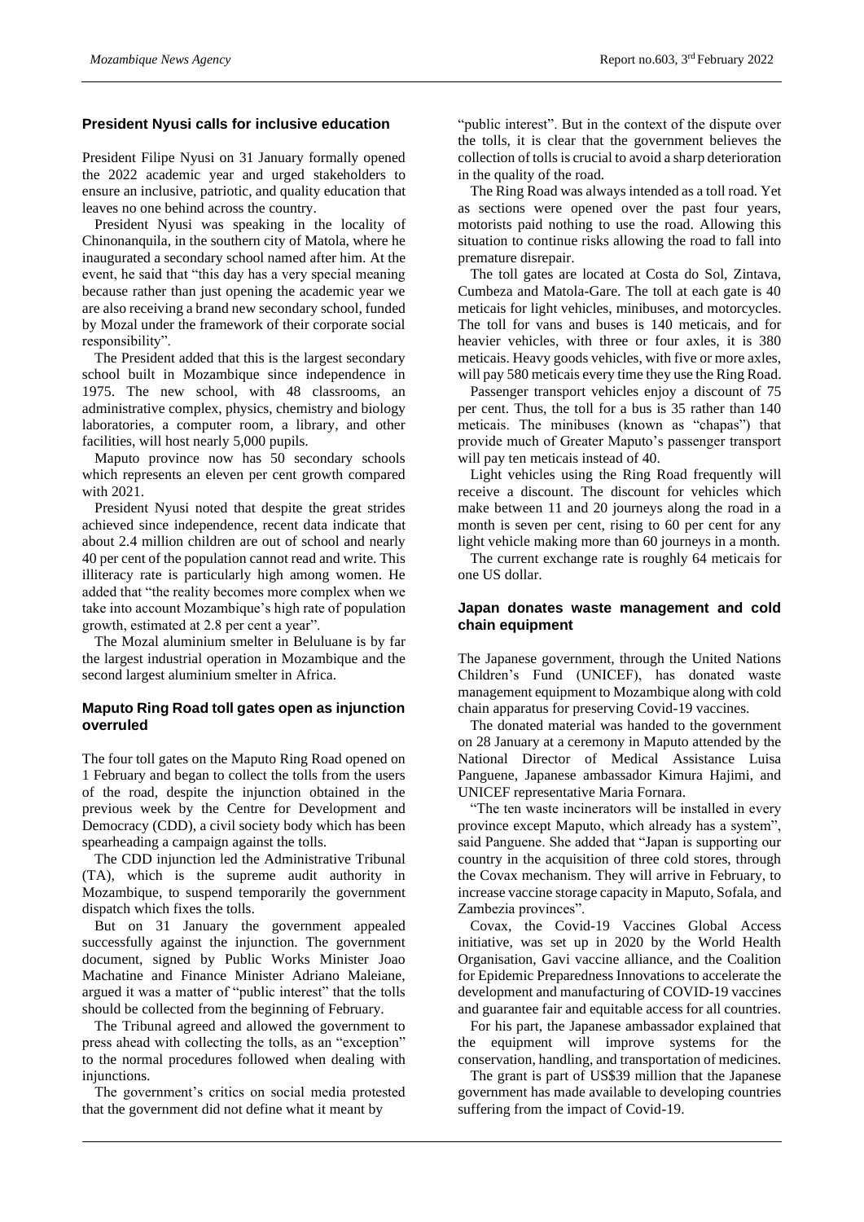## President Nyusi calls for inclusive education

President Filipe Nyusi on 31 January formally opened the 2022 academic year and urged stakeholders to ensure an inclusive, patriotic, and quality education that leaves no one behind across the country.

President Nyusi was speaking in the locality of Chinonanquila, in the southern city of Matola, where he inaugurated a secondary school named after him. At the event, he said that "this day has a very special meaning because rather than just opening the academic year we are also receiving a brand new secondary school, funded by Mozal under the framework of their corporate social responsibility".

The President added that this is the largest secondary school built in Mozambique since independence in 1975. The new school, with 48 classrooms, an administrative complex, physics, chemistry and biology laboratories, a computer room, a library, and other facilities, will host nearly 5,000 pupils.

Maputo province now has 50 secondary schools which represents an eleven per cent growth compared with 2021.

President Nyusi noted that despite the great strides achieved since independence, recent data indicate that about 2.4 million children are out of school and nearly 40 per cent of the population cannot read and write. This illiteracy rate is particularly high among women. He added that "the reality becomes more complex when we take into account Mozambique's high rate of population growth, estimated at 2.8 per cent a year".

The Mozal aluminium smelter in Beluluane is by far the largest industrial operation in Mozambique and the second largest aluminium smelter in Africa.

## Maputo Ring Road toll gates open as injunction overruled

The four toll gates on the Maputo Ring Road opened on 1 February and began to collect the tolls from the users of the road, despite the injunction obtained in the previous week by the Centre for Development and Democracy (CDD), a civil society body which has been spearheading a campaign against the tolls.

The CDD injunction led the Administrative Tribunal (TA), which is the supreme audit authority in Mozambique, to suspend temporarily the government dispatch which fixes the tolls.

But on 31 January the government appealed successfully against the injunction. The government document, signed by Public Works Minister Joao Machatine and Finance Minister Adriano Maleiane, argued it was a matter of "public interest" that the tolls should be collected from the beginning of February.

The Tribunal agreed and allowed the government to press ahead with collecting the tolls, as an "exception" to the normal procedures followed when dealing with injunctions.

The government's critics on social media protested that the government did not define what it meant by "public interest". But in the context of the dispute over the tolls, it is clear that the government believes the collection of tolls is crucial to avoid a sharp deterioration in the quality of the road.

The Ring Road was always intended as a toll road. Yet as sections were opened over the past four years, motorists paid nothing to use the road. Allowing this situation to continue risks allowing the road to fall into premature disrepair.

The toll gates are located at Costa do Sol, Zintava, Cumbeza and Matola-Gare. The toll at each gate is 40 meticais for light vehicles, minibuses, and motorcycles. The toll for vans and buses is 140 meticais, and for heavier vehicles, with three or four axles, it is 380 meticais. Heavy goods vehicles, with five or more axles, will pay 580 meticais every time they use the Ring Road.

Passenger transport vehicles enjoy a discount of 75 per cent. Thus, the toll for a bus is 35 rather than 140 meticais. The minibuses (known as "chapas") that provide much of Greater Maputo's passenger transport will pay ten meticais instead of 40.

Light vehicles using the Ring Road frequently will receive a discount. The discount for vehicles which make between 11 and 20 journeys along the road in a month is seven per cent, rising to 60 per cent for any light vehicle making more than 60 journeys in a month.

The current exchange rate is roughly 64 meticais for one US dollar.

## Japan donates waste management and cold chain equipment

The Japanese government, through the United Nations Children's Fund (UNICEF), has donated waste management equipment to Mozambique along with cold chain apparatus for preserving Covid-19 vaccines.

The donated material was handed to the government on 28 January at a ceremony in Maputo attended by the National Director of Medical Assistance Luisa Panguene, Japanese ambassador Kimura Hajimi, and UNICEF representative Maria Fornara.

"The ten waste incinerators will be installed in every province except Maputo, which already has a system", said Panguene. She added that "Japan is supporting our country in the acquisition of three cold stores, through the Covax mechanism. They will arrive in February, to increase vaccine storage capacity in Maputo, Sofala, and Zambezia provinces".

Covax, the Covid-19 Vaccines Global Access initiative, was set up in 2020 by the World Health Organisation, Gavi vaccine alliance, and the Coalition for Epidemic Preparedness Innovations to accelerate the development and manufacturing of COVID-19 vaccines and guarantee fair and equitable access for all countries.

For his part, the Japanese ambassador explained that the equipment will improve systems for the conservation, handling, and transportation of medicines.

The grant is part of US$39 million that the Japanese government has made available to developing countries suffering from the impact of Covid-19.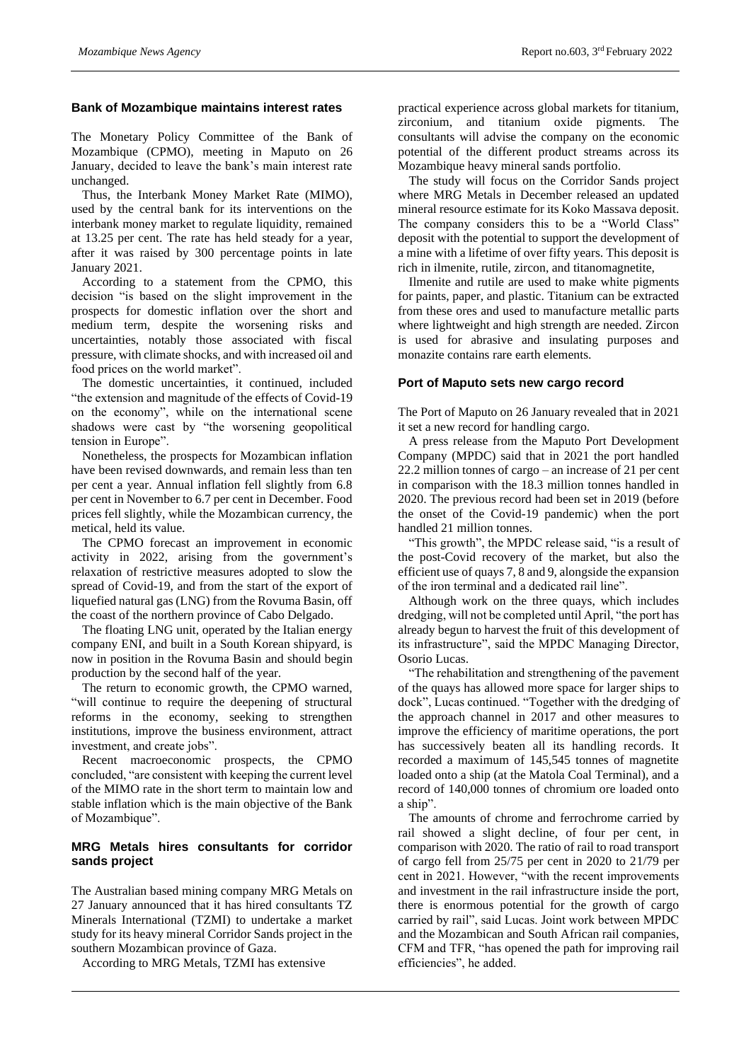## Bank of Mozambique maintains interest rates

The Monetary Policy Committee of the Bank of Mozambique (CPMO), meeting in Maputo on 26 January, decided to leave the bank's main interest rate unchanged.

Thus, the Interbank Money Market Rate (MIMO), used by the central bank for its interventions on the interbank money market to regulate liquidity, remained at 13.25 per cent. The rate has held steady for a year, after it was raised by 300 percentage points in late January 2021.

According to a statement from the CPMO, this decision "is based on the slight improvement in the prospects for domestic inflation over the short and medium term, despite the worsening risks and uncertainties, notably those associated with fiscal pressure, with climate shocks, and with increased oil and food prices on the world market".

The domestic uncertainties, it continued, included "the extension and magnitude of the effects of Covid-19 on the economy", while on the international scene shadows were cast by "the worsening geopolitical tension in Europe".

Nonetheless, the prospects for Mozambican inflation have been revised downwards, and remain less than ten per cent a year. Annual inflation fell slightly from 6.8 per cent in November to 6.7 per cent in December. Food prices fell slightly, while the Mozambican currency, the metical, held its value.

The CPMO forecast an improvement in economic activity in 2022, arising from the government's relaxation of restrictive measures adopted to slow the spread of Covid-19, and from the start of the export of liquefied natural gas (LNG) from the Rovuma Basin, off the coast of the northern province of Cabo Delgado.

The floating LNG unit, operated by the Italian energy company ENI, and built in a South Korean shipyard, is now in position in the Rovuma Basin and should begin production by the second half of the year.

The return to economic growth, the CPMO warned, "will continue to require the deepening of structural reforms in the economy, seeking to strengthen institutions, improve the business environment, attract investment, and create jobs".

Recent macroeconomic prospects, the CPMO concluded, "are consistent with keeping the current level of the MIMO rate in the short term to maintain low and stable inflation which is the main objective of the Bank of Mozambique".

## MRG Metals hires consultants for corridor sands project

The Australian based mining company MRG Metals on 27 January announced that it has hired consultants TZ Minerals International (TZMI) to undertake a market study for its heavy mineral Corridor Sands project in the southern Mozambican province of Gaza.

According to MRG Metals, TZMI has extensive practical experience across global markets for titanium, zirconium, and titanium oxide pigments. The consultants will advise the company on the economic potential of the different product streams across its Mozambique heavy mineral sands portfolio.

The study will focus on the Corridor Sands project where MRG Metals in December released an updated mineral resource estimate for its Koko Massava deposit. The company considers this to be a "World Class" deposit with the potential to support the development of a mine with a lifetime of over fifty years. This deposit is rich in ilmenite, rutile, zircon, and titanomagnetite,

Ilmenite and rutile are used to make white pigments for paints, paper, and plastic. Titanium can be extracted from these ores and used to manufacture metallic parts where lightweight and high strength are needed. Zircon is used for abrasive and insulating purposes and monazite contains rare earth elements.

## Port of Maputo sets new cargo record

The Port of Maputo on 26 January revealed that in 2021 it set a new record for handling cargo.

A press release from the Maputo Port Development Company (MPDC) said that in 2021 the port handled 22.2 million tonnes of cargo – an increase of 21 per cent in comparison with the 18.3 million tonnes handled in 2020. The previous record had been set in 2019 (before the onset of the Covid-19 pandemic) when the port handled 21 million tonnes.

"This growth", the MPDC release said, "is a result of the post-Covid recovery of the market, but also the efficient use of quays 7, 8 and 9, alongside the expansion of the iron terminal and a dedicated rail line".

Although work on the three quays, which includes dredging, will not be completed until April, "the port has already begun to harvest the fruit of this development of its infrastructure", said the MPDC Managing Director, Osorio Lucas.

"The rehabilitation and strengthening of the pavement of the quays has allowed more space for larger ships to dock", Lucas continued. "Together with the dredging of the approach channel in 2017 and other measures to improve the efficiency of maritime operations, the port has successively beaten all its handling records. It recorded a maximum of 145,545 tonnes of magnetite loaded onto a ship (at the Matola Coal Terminal), and a record of 140,000 tonnes of chromium ore loaded onto a ship".

The amounts of chrome and ferrochrome carried by rail showed a slight decline, of four per cent, in comparison with 2020. The ratio of rail to road transport of cargo fell from 25/75 per cent in 2020 to 21/79 per cent in 2021. However, "with the recent improvements and investment in the rail infrastructure inside the port, there is enormous potential for the growth of cargo carried by rail", said Lucas. Joint work between MPDC and the Mozambican and South African rail companies, CFM and TFR, "has opened the path for improving rail efficiencies", he added.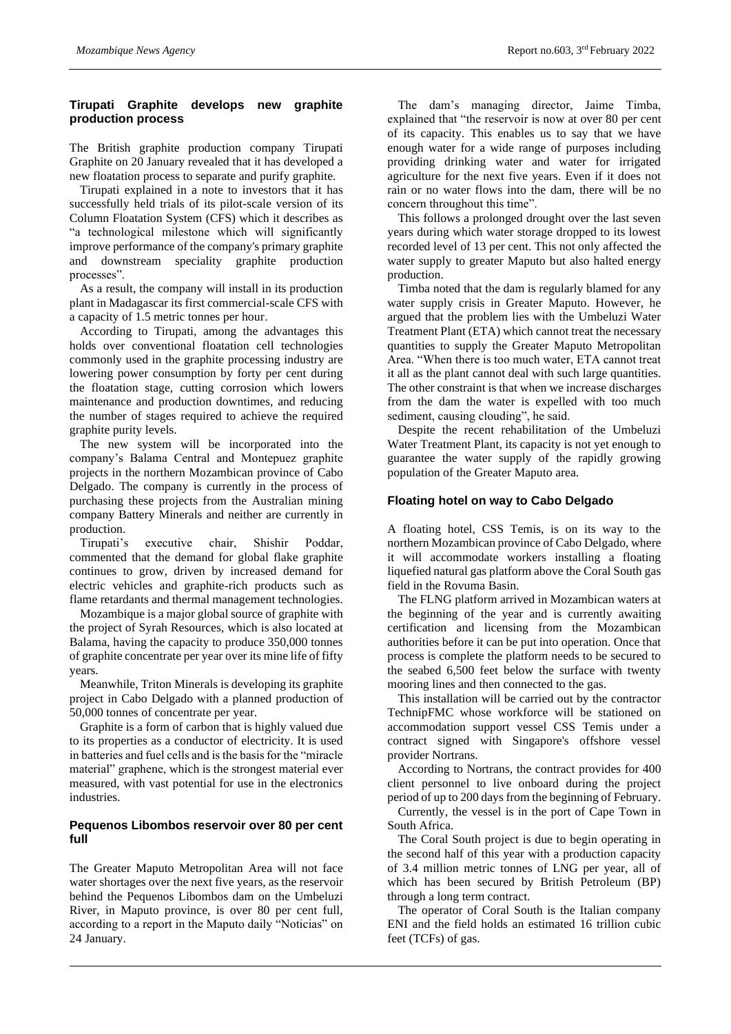## Tirupati Graphite develops new graphite production process

The British graphite production company Tirupati Graphite on 20 January revealed that it has developed a new floatation process to separate and purify graphite.

Tirupati explained in a note to investors that it has successfully held trials of its pilot-scale version of its Column Floatation System (CFS) which it describes as "a technological milestone which will significantly improve performance of the company's primary graphite and downstream speciality graphite production processes".

As a result, the company will install in its production plant in Madagascar its first commercial-scale CFS with a capacity of 1.5 metric tonnes per hour.

According to Tirupati, among the advantages this holds over conventional floatation cell technologies commonly used in the graphite processing industry are lowering power consumption by forty per cent during the floatation stage, cutting corrosion which lowers maintenance and production downtimes, and reducing the number of stages required to achieve the required graphite purity levels.

The new system will be incorporated into the company's Balama Central and Montepuez graphite projects in the northern Mozambican province of Cabo Delgado. The company is currently in the process of purchasing these projects from the Australian mining company Battery Minerals and neither are currently in production.

Tirupati's executive chair, Shishir Poddar, commented that the demand for global flake graphite continues to grow, driven by increased demand for electric vehicles and graphite-rich products such as flame retardants and thermal management technologies.

Mozambique is a major global source of graphite with the project of Syrah Resources, which is also located at Balama, having the capacity to produce 350,000 tonnes of graphite concentrate per year over its mine life of fifty years.

Meanwhile, Triton Minerals is developing its graphite project in Cabo Delgado with a planned production of 50,000 tonnes of concentrate per year.

Graphite is a form of carbon that is highly valued due to its properties as a conductor of electricity. It is used in batteries and fuel cells and is the basis for the "miracle material" graphene, which is the strongest material ever measured, with vast potential for use in the electronics industries.

## Pequenos Libombos reservoir over 80 per cent full

The Greater Maputo Metropolitan Area will not face water shortages over the next five years, as the reservoir behind the Pequenos Libombos dam on the Umbeluzi River, in Maputo province, is over 80 per cent full, according to a report in the Maputo daily "Noticias" on 24 January.

The dam's managing director, Jaime Timba, explained that "the reservoir is now at over 80 per cent of its capacity. This enables us to say that we have enough water for a wide range of purposes including providing drinking water and water for irrigated agriculture for the next five years. Even if it does not rain or no water flows into the dam, there will be no concern throughout this time".

This follows a prolonged drought over the last seven years during which water storage dropped to its lowest recorded level of 13 per cent. This not only affected the water supply to greater Maputo but also halted energy production.

Timba noted that the dam is regularly blamed for any water supply crisis in Greater Maputo. However, he argued that the problem lies with the Umbeluzi Water Treatment Plant (ETA) which cannot treat the necessary quantities to supply the Greater Maputo Metropolitan Area. "When there is too much water, ETA cannot treat it all as the plant cannot deal with such large quantities. The other constraint is that when we increase discharges from the dam the water is expelled with too much sediment, causing clouding", he said.

Despite the recent rehabilitation of the Umbeluzi Water Treatment Plant, its capacity is not yet enough to guarantee the water supply of the rapidly growing population of the Greater Maputo area.

## Floating hotel on way to Cabo Delgado

A floating hotel, CSS Temis, is on its way to the northern Mozambican province of Cabo Delgado, where it will accommodate workers installing a floating liquefied natural gas platform above the Coral South gas field in the Rovuma Basin.

The FLNG platform arrived in Mozambican waters at the beginning of the year and is currently awaiting certification and licensing from the Mozambican authorities before it can be put into operation. Once that process is complete the platform needs to be secured to the seabed 6,500 feet below the surface with twenty mooring lines and then connected to the gas.

This installation will be carried out by the contractor TechnipFMC whose workforce will be stationed on accommodation support vessel CSS Temis under a contract signed with Singapore's offshore vessel provider Nortrans.

According to Nortrans, the contract provides for 400 client personnel to live onboard during the project period of up to 200 days from the beginning of February.

Currently, the vessel is in the port of Cape Town in South Africa.

The Coral South project is due to begin operating in the second half of this year with a production capacity of 3.4 million metric tonnes of LNG per year, all of which has been secured by British Petroleum (BP) through a long term contract.

The operator of Coral South is the Italian company ENI and the field holds an estimated 16 trillion cubic feet (TCFs) of gas.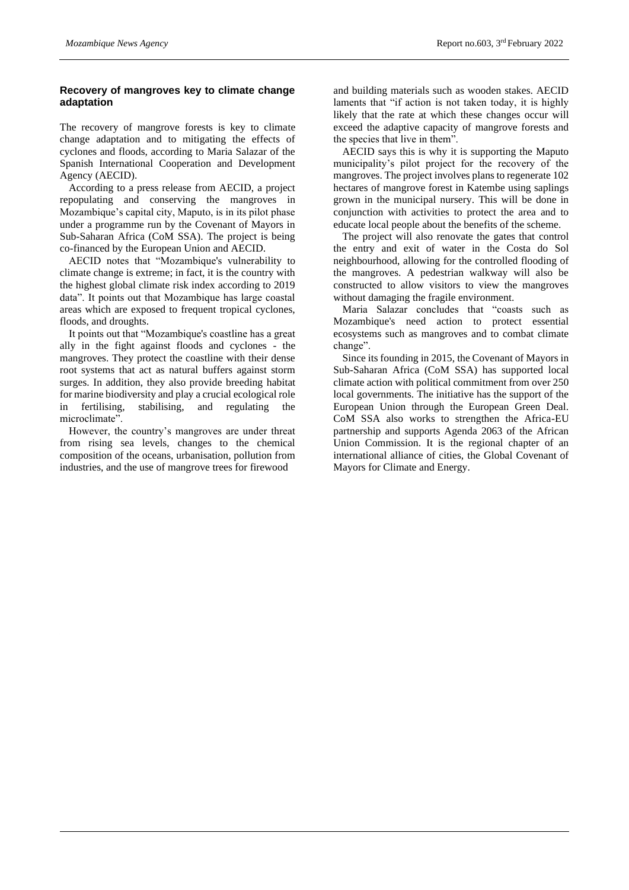## Recovery of mangroves key to climate change adaptation

The recovery of mangrove forests is key to climate change adaptation and to mitigating the effects of cyclones and floods, according to Maria Salazar of the Spanish International Cooperation and Development Agency (AECID).

According to a press release from AECID, a project repopulating and conserving the mangroves in Mozambique's capital city, Maputo, is in its pilot phase under a programme run by the Covenant of Mayors in Sub-Saharan Africa (CoM SSA). The project is being co-financed by the European Union and AECID.

AECID notes that "Mozambique's vulnerability to climate change is extreme; in fact, it is the country with the highest global climate risk index according to 2019 data". It points out that Mozambique has large coastal areas which are exposed to frequent tropical cyclones, floods, and droughts.

It points out that "Mozambique's coastline has a great ally in the fight against floods and cyclones - the mangroves. They protect the coastline with their dense root systems that act as natural buffers against storm surges. In addition, they also provide breeding habitat for marine biodiversity and play a crucial ecological role in fertilising, stabilising, and regulating the microclimate".

However, the country's mangroves are under threat from rising sea levels, changes to the chemical composition of the oceans, urbanisation, pollution from industries, and the use of mangrove trees for firewood and building materials such as wooden stakes. AECID laments that "if action is not taken today, it is highly likely that the rate at which these changes occur will exceed the adaptive capacity of mangrove forests and the species that live in them".

AECID says this is why it is supporting the Maputo municipality's pilot project for the recovery of the mangroves. The project involves plans to regenerate 102 hectares of mangrove forest in Katembe using saplings grown in the municipal nursery. This will be done in conjunction with activities to protect the area and to educate local people about the benefits of the scheme.

The project will also renovate the gates that control the entry and exit of water in the Costa do Sol neighbourhood, allowing for the controlled flooding of the mangroves. A pedestrian walkway will also be constructed to allow visitors to view the mangroves without damaging the fragile environment.

Maria Salazar concludes that "coasts such as Mozambique's need action to protect essential ecosystems such as mangroves and to combat climate change".

Since its founding in 2015, the Covenant of Mayors in Sub-Saharan Africa (CoM SSA) has supported local climate action with political commitment from over 250 local governments. The initiative has the support of the European Union through the European Green Deal. CoM SSA also works to strengthen the Africa-EU partnership and supports Agenda 2063 of the African Union Commission. It is the regional chapter of an international alliance of cities, the Global Covenant of Mayors for Climate and Energy.